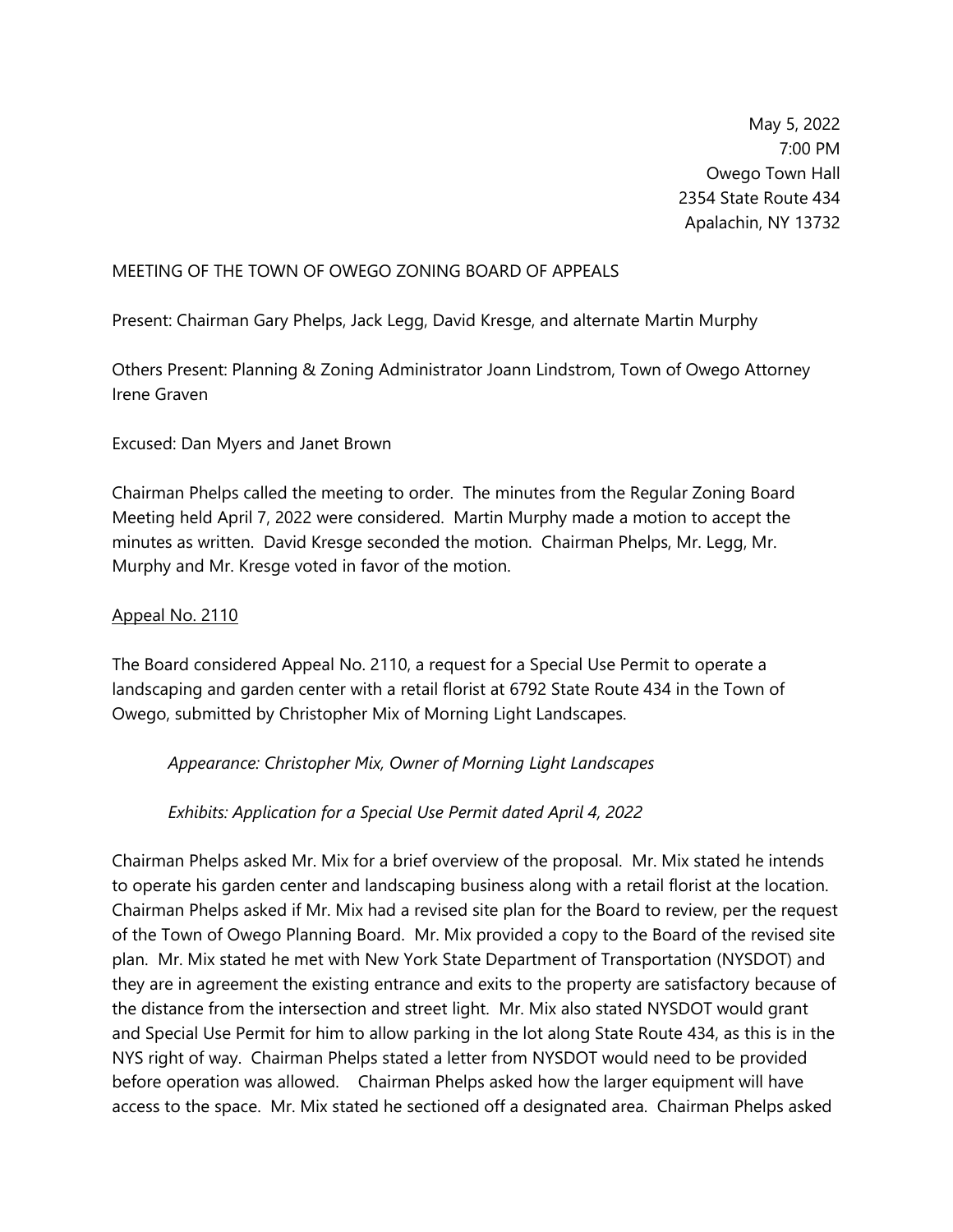May 5, 2022  
7:00 PM  
Owego Town Hall  
2354 State Route 434  
Apalachin, NY 13732

MEETING OF THE TOWN OF OWEGO ZONING BOARD OF APPEALS

Present: Chairman Gary Phelps, Jack Legg, David Kresge, and alternate Martin Murphy

Others Present: Planning & Zoning Administrator Joann Lindstrom, Town of Owego Attorney Irene Graven

Excused: Dan Myers and Janet Brown

Chairman Phelps called the meeting to order. The minutes from the Regular Zoning Board Meeting held April 7, 2022 were considered. Martin Murphy made a motion to accept the minutes as written. David Kresge seconded the motion. Chairman Phelps, Mr. Legg, Mr. Murphy and Mr. Kresge voted in favor of the motion.

<u>Appeal No. 2110</u>

The Board considered Appeal No. 2110, a request for a Special Use Permit to operate a landscaping and garden center with a retail florist at 6792 State Route 434 in the Town of Owego, submitted by Christopher Mix of Morning Light Landscapes.

*Appearance: Christopher Mix, Owner of Morning Light Landscapes*

*Exhibits: Application for a Special Use Permit dated April 4, 2022*

Chairman Phelps asked Mr. Mix for a brief overview of the proposal. Mr. Mix stated he intends to operate his garden center and landscaping business along with a retail florist at the location. Chairman Phelps asked if Mr. Mix had a revised site plan for the Board to review, per the request of the Town of Owego Planning Board. Mr. Mix provided a copy to the Board of the revised site plan. Mr. Mix stated he met with New York State Department of Transportation (NYSDOT) and they are in agreement the existing entrance and exits to the property are satisfactory because of the distance from the intersection and street light. Mr. Mix also stated NYSDOT would grant and Special Use Permit for him to allow parking in the lot along State Route 434, as this is in the NYS right of way. Chairman Phelps stated a letter from NYSDOT would need to be provided before operation was allowed. Chairman Phelps asked how the larger equipment will have access to the space. Mr. Mix stated he sectioned off a designated area. Chairman Phelps asked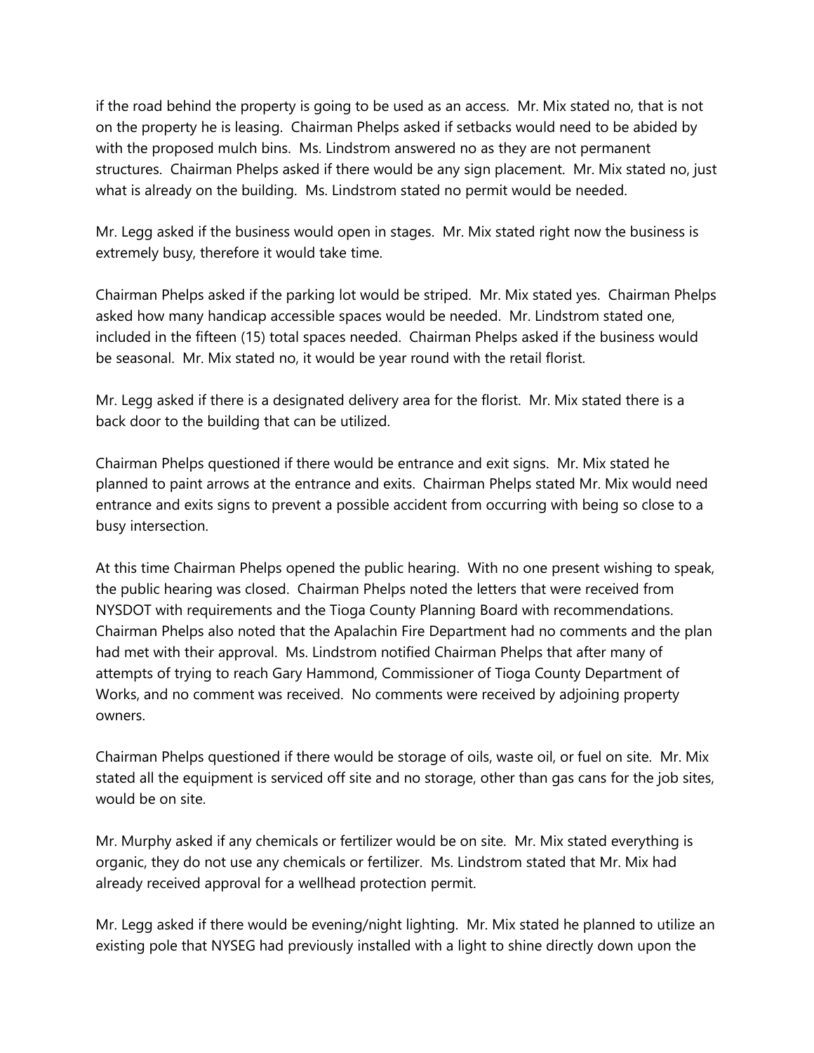if the road behind the property is going to be used as an access. Mr. Mix stated no, that is not on the property he is leasing. Chairman Phelps asked if setbacks would need to be abided by with the proposed mulch bins. Ms. Lindstrom answered no as they are not permanent structures. Chairman Phelps asked if there would be any sign placement. Mr. Mix stated no, just what is already on the building. Ms. Lindstrom stated no permit would be needed.

Mr. Legg asked if the business would open in stages. Mr. Mix stated right now the business is extremely busy, therefore it would take time.

Chairman Phelps asked if the parking lot would be striped. Mr. Mix stated yes. Chairman Phelps asked how many handicap accessible spaces would be needed. Mr. Lindstrom stated one, included in the fifteen (15) total spaces needed. Chairman Phelps asked if the business would be seasonal. Mr. Mix stated no, it would be year round with the retail florist.

Mr. Legg asked if there is a designated delivery area for the florist. Mr. Mix stated there is a back door to the building that can be utilized.

Chairman Phelps questioned if there would be entrance and exit signs. Mr. Mix stated he planned to paint arrows at the entrance and exits. Chairman Phelps stated Mr. Mix would need entrance and exits signs to prevent a possible accident from occurring with being so close to a busy intersection.

At this time Chairman Phelps opened the public hearing. With no one present wishing to speak, the public hearing was closed. Chairman Phelps noted the letters that were received from NYSDOT with requirements and the Tioga County Planning Board with recommendations. Chairman Phelps also noted that the Apalachin Fire Department had no comments and the plan had met with their approval. Ms. Lindstrom notified Chairman Phelps that after many of attempts of trying to reach Gary Hammond, Commissioner of Tioga County Department of Works, and no comment was received. No comments were received by adjoining property owners.

Chairman Phelps questioned if there would be storage of oils, waste oil, or fuel on site. Mr. Mix stated all the equipment is serviced off site and no storage, other than gas cans for the job sites, would be on site.

Mr. Murphy asked if any chemicals or fertilizer would be on site. Mr. Mix stated everything is organic, they do not use any chemicals or fertilizer. Ms. Lindstrom stated that Mr. Mix had already received approval for a wellhead protection permit.

Mr. Legg asked if there would be evening/night lighting. Mr. Mix stated he planned to utilize an existing pole that NYSEG had previously installed with a light to shine directly down upon the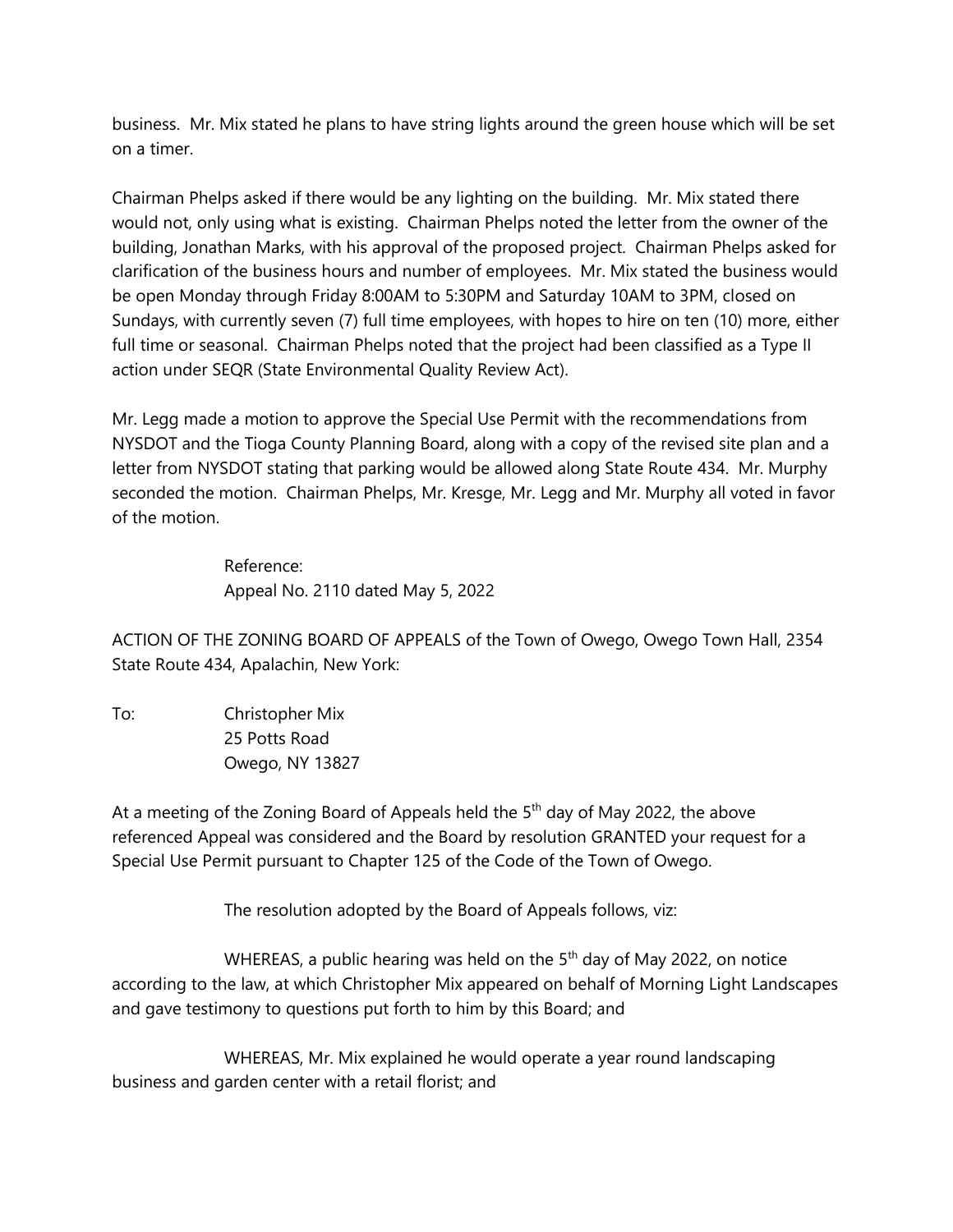business. Mr. Mix stated he plans to have string lights around the green house which will be set on a timer.

Chairman Phelps asked if there would be any lighting on the building. Mr. Mix stated there would not, only using what is existing. Chairman Phelps noted the letter from the owner of the building, Jonathan Marks, with his approval of the proposed project. Chairman Phelps asked for clarification of the business hours and number of employees. Mr. Mix stated the business would be open Monday through Friday 8:00AM to 5:30PM and Saturday 10AM to 3PM, closed on Sundays, with currently seven (7) full time employees, with hopes to hire on ten (10) more, either full time or seasonal. Chairman Phelps noted that the project had been classified as a Type II action under SEQR (State Environmental Quality Review Act).

Mr. Legg made a motion to approve the Special Use Permit with the recommendations from NYSDOT and the Tioga County Planning Board, along with a copy of the revised site plan and a letter from NYSDOT stating that parking would be allowed along State Route 434. Mr. Murphy seconded the motion. Chairman Phelps, Mr. Kresge, Mr. Legg and Mr. Murphy all voted in favor of the motion.

Reference:
Appeal No. 2110 dated May 5, 2022

ACTION OF THE ZONING BOARD OF APPEALS of the Town of Owego, Owego Town Hall, 2354 State Route 434, Apalachin, New York:

To: Christopher Mix
25 Potts Road
Owego, NY 13827

At a meeting of the Zoning Board of Appeals held the 5th day of May 2022, the above referenced Appeal was considered and the Board by resolution GRANTED your request for a Special Use Permit pursuant to Chapter 125 of the Code of the Town of Owego.

The resolution adopted by the Board of Appeals follows, viz:

WHEREAS, a public hearing was held on the 5th day of May 2022, on notice according to the law, at which Christopher Mix appeared on behalf of Morning Light Landscapes and gave testimony to questions put forth to him by this Board; and

WHEREAS, Mr. Mix explained he would operate a year round landscaping business and garden center with a retail florist; and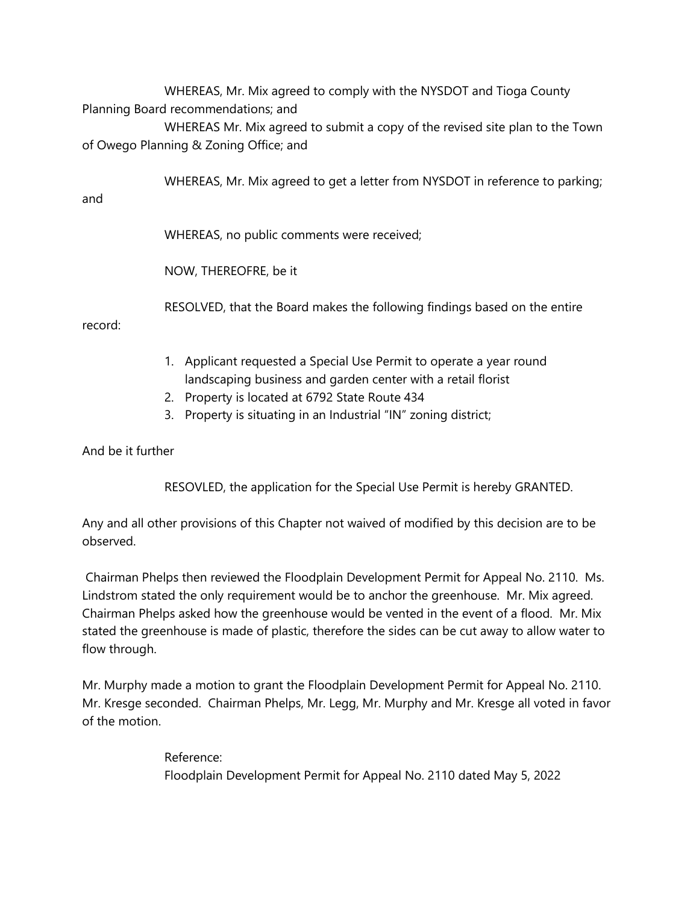WHEREAS, Mr. Mix agreed to comply with the NYSDOT and Tioga County Planning Board recommendations; and

WHEREAS Mr. Mix agreed to submit a copy of the revised site plan to the Town of Owego Planning & Zoning Office; and

WHEREAS, Mr. Mix agreed to get a letter from NYSDOT in reference to parking; and

WHEREAS, no public comments were received;

NOW, THEREOFRE, be it

RESOLVED, that the Board makes the following findings based on the entire record:

1. Applicant requested a Special Use Permit to operate a year round landscaping business and garden center with a retail florist
2. Property is located at 6792 State Route 434
3. Property is situating in an Industrial "IN" zoning district;

And be it further

RESOVLED, the application for the Special Use Permit is hereby GRANTED.

Any and all other provisions of this Chapter not waived of modified by this decision are to be observed.

Chairman Phelps then reviewed the Floodplain Development Permit for Appeal No. 2110. Ms. Lindstrom stated the only requirement would be to anchor the greenhouse. Mr. Mix agreed. Chairman Phelps asked how the greenhouse would be vented in the event of a flood. Mr. Mix stated the greenhouse is made of plastic, therefore the sides can be cut away to allow water to flow through.

Mr. Murphy made a motion to grant the Floodplain Development Permit for Appeal No. 2110. Mr. Kresge seconded. Chairman Phelps, Mr. Legg, Mr. Murphy and Mr. Kresge all voted in favor of the motion.

Reference:
Floodplain Development Permit for Appeal No. 2110 dated May 5, 2022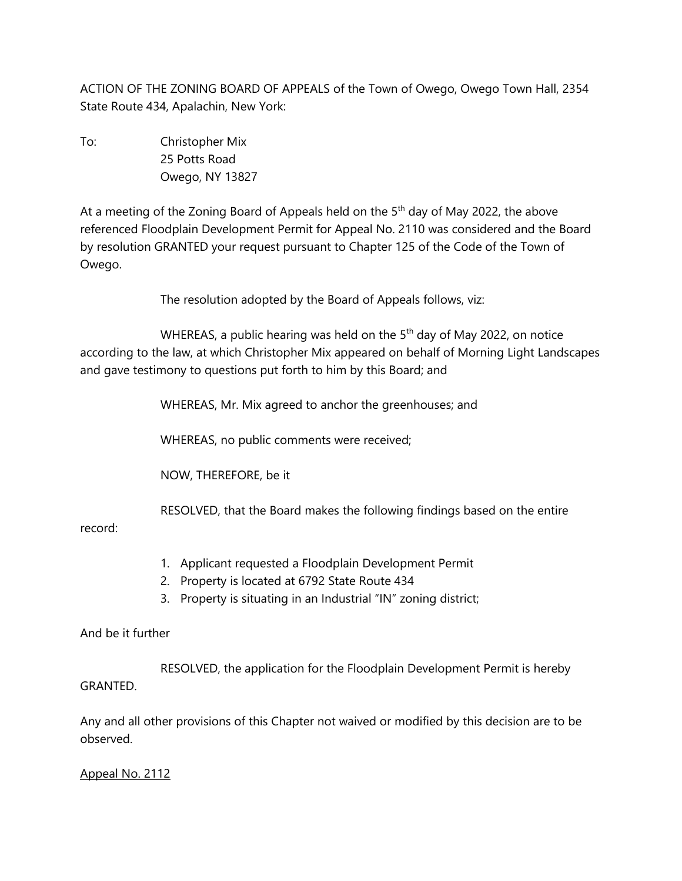ACTION OF THE ZONING BOARD OF APPEALS of the Town of Owego, Owego Town Hall, 2354 State Route 434, Apalachin, New York:

To: Christopher Mix
25 Potts Road
Owego, NY 13827

At a meeting of the Zoning Board of Appeals held on the 5th day of May 2022, the above referenced Floodplain Development Permit for Appeal No. 2110 was considered and the Board by resolution GRANTED your request pursuant to Chapter 125 of the Code of the Town of Owego.

The resolution adopted by the Board of Appeals follows, viz:

WHEREAS, a public hearing was held on the 5th day of May 2022, on notice according to the law, at which Christopher Mix appeared on behalf of Morning Light Landscapes and gave testimony to questions put forth to him by this Board; and

WHEREAS, Mr. Mix agreed to anchor the greenhouses; and

WHEREAS, no public comments were received;

NOW, THEREFORE, be it

RESOLVED, that the Board makes the following findings based on the entire record:

1. Applicant requested a Floodplain Development Permit
2. Property is located at 6792 State Route 434
3. Property is situating in an Industrial "IN" zoning district;

And be it further

RESOLVED, the application for the Floodplain Development Permit is hereby GRANTED.

Any and all other provisions of this Chapter not waived or modified by this decision are to be observed.

<u>Appeal No. 2112</u>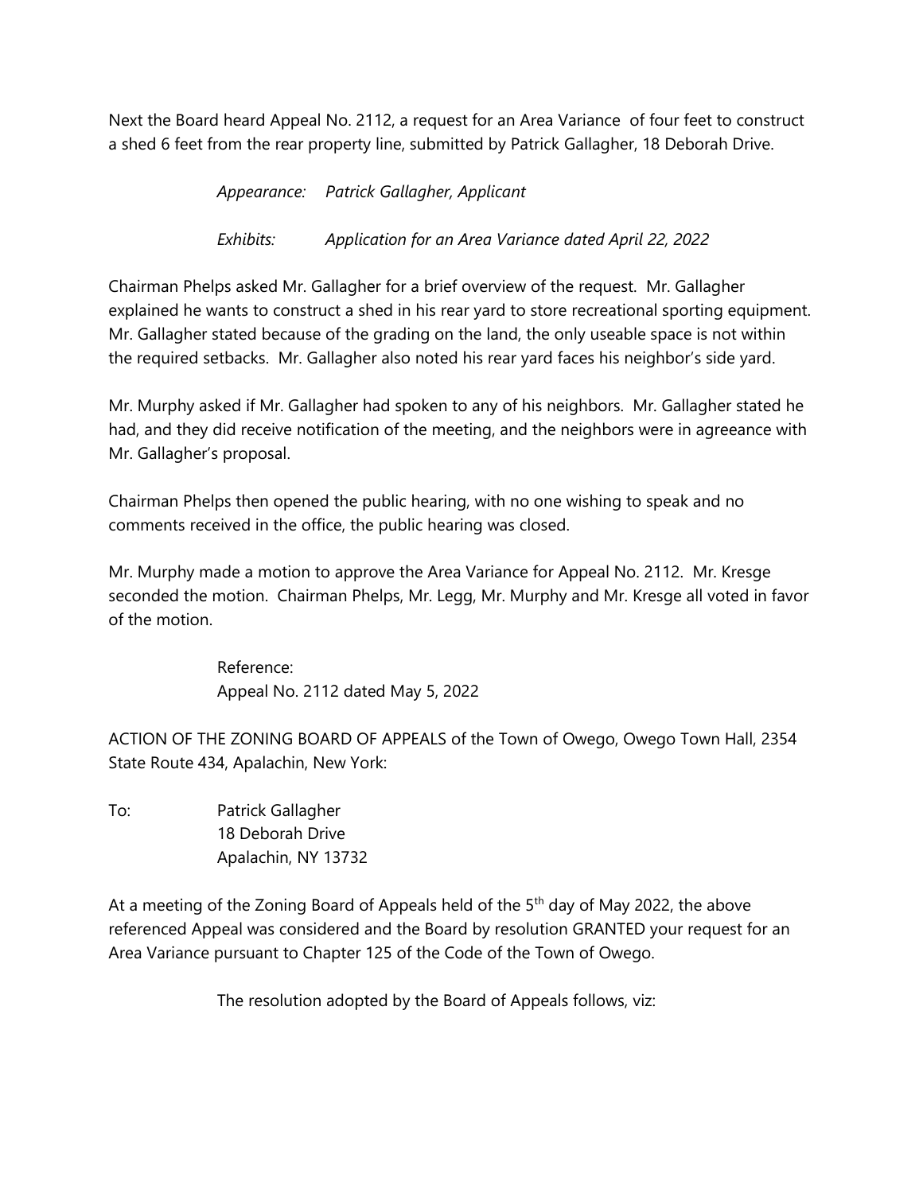Next the Board heard Appeal No. 2112, a request for an Area Variance of four feet to construct a shed 6 feet from the rear property line, submitted by Patrick Gallagher, 18 Deborah Drive.

*Appearance: Patrick Gallagher, Applicant*

*Exhibits: Application for an Area Variance dated April 22, 2022*

Chairman Phelps asked Mr. Gallagher for a brief overview of the request. Mr. Gallagher explained he wants to construct a shed in his rear yard to store recreational sporting equipment. Mr. Gallagher stated because of the grading on the land, the only useable space is not within the required setbacks. Mr. Gallagher also noted his rear yard faces his neighbor's side yard.

Mr. Murphy asked if Mr. Gallagher had spoken to any of his neighbors. Mr. Gallagher stated he had, and they did receive notification of the meeting, and the neighbors were in agreeance with Mr. Gallagher's proposal.

Chairman Phelps then opened the public hearing, with no one wishing to speak and no comments received in the office, the public hearing was closed.

Mr. Murphy made a motion to approve the Area Variance for Appeal No. 2112. Mr. Kresge seconded the motion. Chairman Phelps, Mr. Legg, Mr. Murphy and Mr. Kresge all voted in favor of the motion.

Reference:
Appeal No. 2112 dated May 5, 2022

ACTION OF THE ZONING BOARD OF APPEALS of the Town of Owego, Owego Town Hall, 2354 State Route 434, Apalachin, New York:

To: Patrick Gallagher
18 Deborah Drive
Apalachin, NY 13732

At a meeting of the Zoning Board of Appeals held of the 5th day of May 2022, the above referenced Appeal was considered and the Board by resolution GRANTED your request for an Area Variance pursuant to Chapter 125 of the Code of the Town of Owego.

The resolution adopted by the Board of Appeals follows, viz: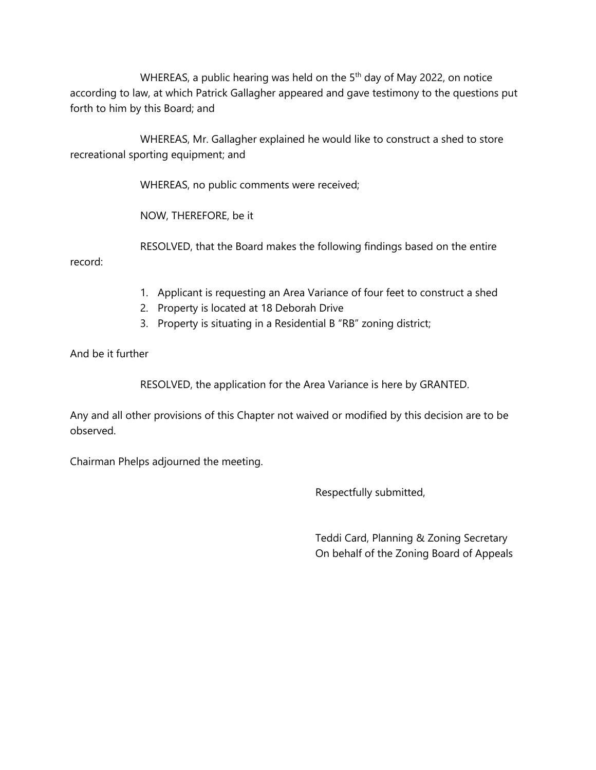WHEREAS, a public hearing was held on the 5th day of May 2022, on notice according to law, at which Patrick Gallagher appeared and gave testimony to the questions put forth to him by this Board; and

WHEREAS, Mr. Gallagher explained he would like to construct a shed to store recreational sporting equipment; and

WHEREAS, no public comments were received;

NOW, THEREFORE, be it

RESOLVED, that the Board makes the following findings based on the entire record:

1. Applicant is requesting an Area Variance of four feet to construct a shed
2. Property is located at 18 Deborah Drive
3. Property is situating in a Residential B "RB" zoning district;

And be it further

RESOLVED, the application for the Area Variance is here by GRANTED.

Any and all other provisions of this Chapter not waived or modified by this decision are to be observed.

Chairman Phelps adjourned the meeting.

Respectfully submitted,

Teddi Card, Planning & Zoning Secretary
On behalf of the Zoning Board of Appeals